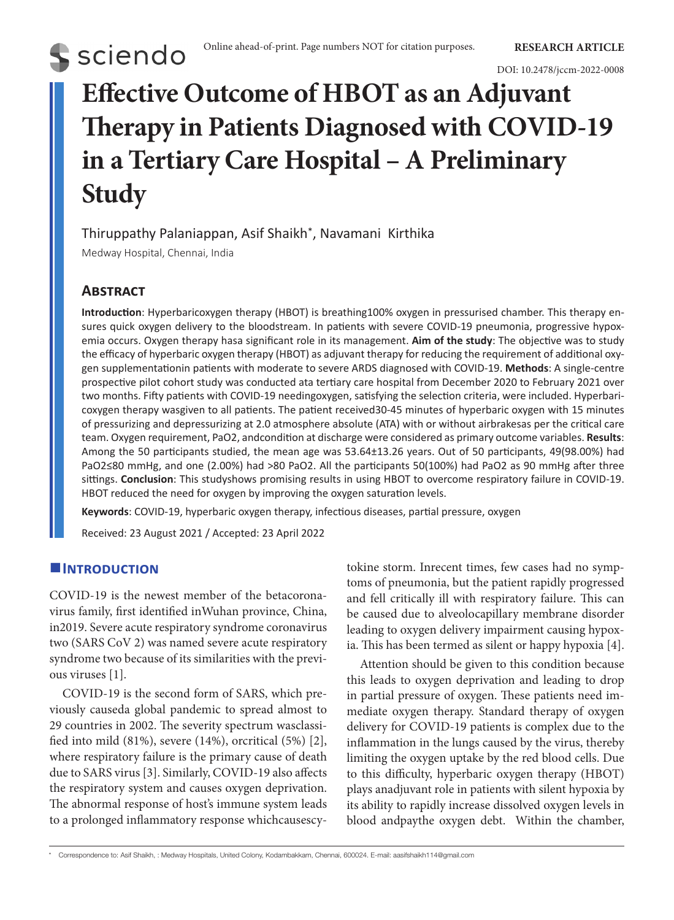Online ahead-of-print. Page numbers NOT for citation purposes.

**RESEARCH ARTICLE**

DOI: 10.2478/jccm-2022-0008

# Effective Outcome of HBOT as an Adjuvant Therapy in Patients Diagnosed with COVID-19 in a Tertiary Care Hospital – A Preliminary Study

Thiruppathy Palaniappan, Asif Shaikh*, Navamani Kirthika

Medway Hospital, Chennai, India

## Abstract

**Introduction**: Hyperbaricoxygen therapy (HBOT) is breathing100% oxygen in pressurised chamber. This therapy ensures quick oxygen delivery to the bloodstream. In patients with severe COVID-19 pneumonia, progressive hypoxemia occurs. Oxygen therapy hasa significant role in its management. **Aim of the study**: The objective was to study the efficacy of hyperbaric oxygen therapy (HBOT) as adjuvant therapy for reducing the requirement of additional oxygen supplementationin patients with moderate to severe ARDS diagnosed with COVID-19. **Methods**: A single-centre prospective pilot cohort study was conducted ata tertiary care hospital from December 2020 to February 2021 over two months. Fifty patients with COVID-19 needingoxygen, satisfying the selection criteria, were included. Hyperbaricoxygen therapy wasgiven to all patients. The patient received30-45 minutes of hyperbaric oxygen with 15 minutes of pressurizing and depressurizing at 2.0 atmosphere absolute (ATA) with or without airbrakesas per the critical care team. Oxygen requirement, PaO2, andcondition at discharge were considered as primary outcome variables. **Results**: Among the 50 participants studied, the mean age was 53.64±13.26 years. Out of 50 participants, 49(98.00%) had PaO2≤80 mmHg, and one (2.00%) had >80 PaO2. All the participants 50(100%) had PaO2 as 90 mmHg after three sittings. **Conclusion**: This studyshows promising results in using HBOT to overcome respiratory failure in COVID-19. HBOT reduced the need for oxygen by improving the oxygen saturation levels.

**Keywords**: COVID-19, hyperbaric oxygen therapy, infectious diseases, partial pressure, oxygen

Received: 23 August 2021 / Accepted: 23 April 2022

## Introduction

COVID-19 is the newest member of the betacoronavirus family, first identified inWuhan province, China, in2019. Severe acute respiratory syndrome coronavirus two (SARS CoV 2) was named severe acute respiratory syndrome two because of its similarities with the previous viruses [1].

COVID-19 is the second form of SARS, which previously causeda global pandemic to spread almost to 29 countries in 2002. The severity spectrum wasclassified into mild (81%), severe (14%), orcritical (5%) [2], where respiratory failure is the primary cause of death due to SARS virus [3]. Similarly, COVID-19 also affects the respiratory system and causes oxygen deprivation. The abnormal response of host's immune system leads to a prolonged inflammatory response whichcausescytokine storm. Inrecent times, few cases had no symptoms of pneumonia, but the patient rapidly progressed and fell critically ill with respiratory failure. This can be caused due to alveolocapillary membrane disorder leading to oxygen delivery impairment causing hypoxia. This has been termed as silent or happy hypoxia [4].

Attention should be given to this condition because this leads to oxygen deprivation and leading to drop in partial pressure of oxygen. These patients need immediate oxygen therapy. Standard therapy of oxygen delivery for COVID-19 patients is complex due to the inflammation in the lungs caused by the virus, thereby limiting the oxygen uptake by the red blood cells. Due to this difficulty, hyperbaric oxygen therapy (HBOT) plays anadjuvant role in patients with silent hypoxia by its ability to rapidly increase dissolved oxygen levels in blood andpaythe oxygen debt. Within the chamber,

* Correspondence to: Asif Shaikh, : Medway Hospitals, United Colony, Kodambakkam, Chennai, 600024. E-mail: aasifshaikh114@gmail.com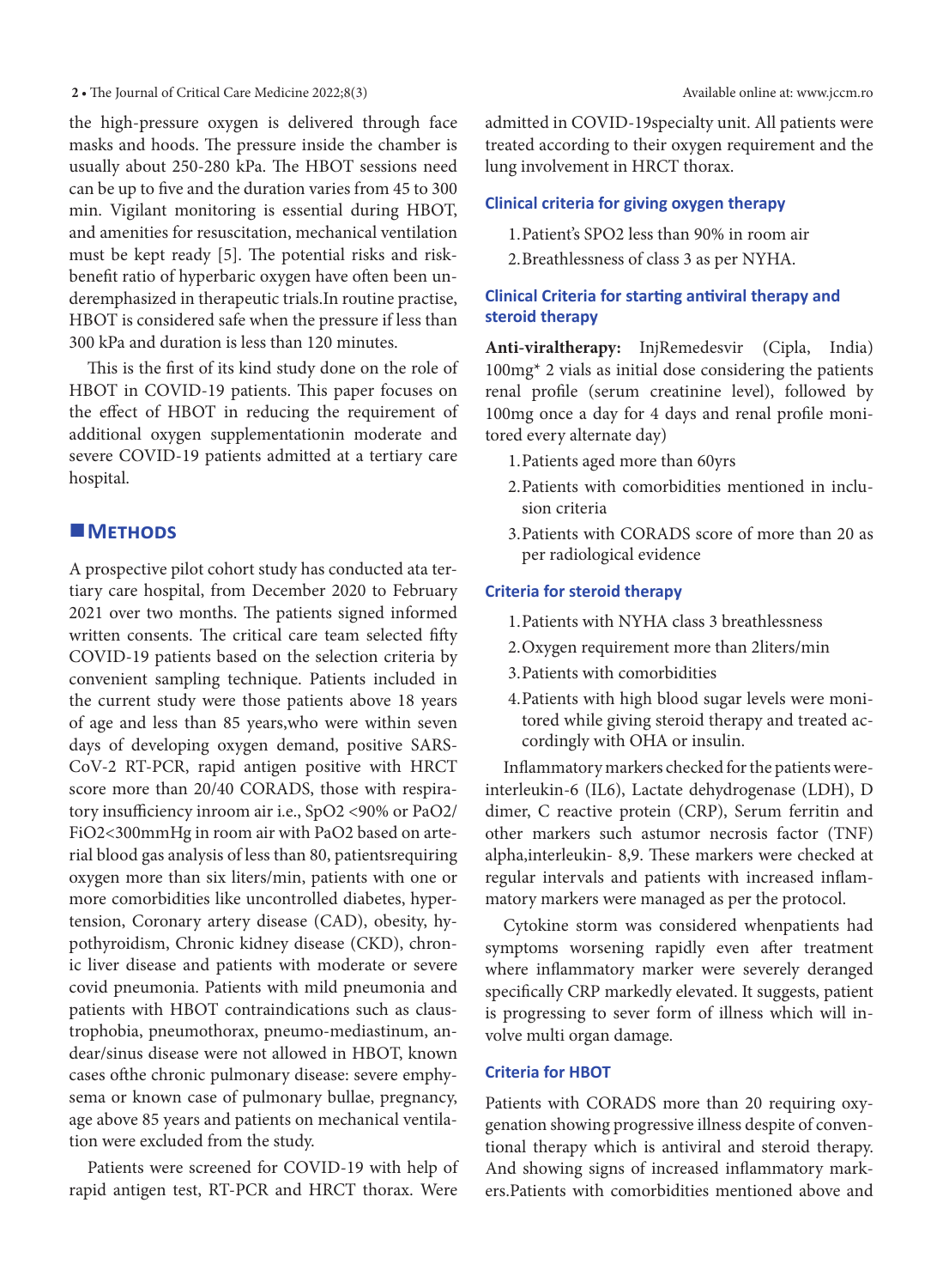the high-pressure oxygen is delivered through face masks and hoods. The pressure inside the chamber is usually about 250-280 kPa. The HBOT sessions need can be up to five and the duration varies from 45 to 300 min. Vigilant monitoring is essential during HBOT, and amenities for resuscitation, mechanical ventilation must be kept ready [5]. The potential risks and risk-benefit ratio of hyperbaric oxygen have often been underemphasized in therapeutic trials.In routine practise, HBOT is considered safe when the pressure if less than 300 kPa and duration is less than 120 minutes.

This is the first of its kind study done on the role of HBOT in COVID-19 patients. This paper focuses on the effect of HBOT in reducing the requirement of additional oxygen supplementationin moderate and severe COVID-19 patients admitted at a tertiary care hospital.

## Methods

A prospective pilot cohort study has conducted ata tertiary care hospital, from December 2020 to February 2021 over two months. The patients signed informed written consents. The critical care team selected fifty COVID-19 patients based on the selection criteria by convenient sampling technique. Patients included in the current study were those patients above 18 years of age and less than 85 years,who were within seven days of developing oxygen demand, positive SARS-CoV-2 RT-PCR, rapid antigen positive with HRCT score more than 20/40 CORADS, those with respiratory insufficiency inroom air i.e., $SpO_2$ <90% or $PaO_2/FiO_2$<300mmHg in room air with $PaO_2$ based on arterial blood gas analysis of less than 80, patientsrequiring oxygen more than six liters/min, patients with one or more comorbidities like uncontrolled diabetes, hypertension, Coronary artery disease (CAD), obesity, hypothyroidism, Chronic kidney disease (CKD), chronic liver disease and patients with moderate or severe covid pneumonia. Patients with mild pneumonia and patients with HBOT contraindications such as claustrophobia, pneumothorax, pneumo-mediastinum, andear/sinus disease were not allowed in HBOT, known cases ofthe chronic pulmonary disease: severe emphysema or known case of pulmonary bullae, pregnancy, age above 85 years and patients on mechanical ventilation were excluded from the study.

Patients were screened for COVID-19 with help of rapid antigen test, RT-PCR and HRCT thorax. Were admitted in COVID-19specialty unit. All patients were treated according to their oxygen requirement and the lung involvement in HRCT thorax.

### Clinical criteria for giving oxygen therapy

1. Patient's $SPO_2$ less than 90% in room air
2. Breathlessness of class 3 as per NYHA.

### Clinical Criteria for starting antiviral therapy and steroid therapy

**Anti-viraltherapy:** InjRemedesvir (Cipla, India) 100mg* 2 vials as initial dose considering the patients renal profile (serum creatinine level), followed by 100mg once a day for 4 days and renal profile monitored every alternate day)

1. Patients aged more than 60yrs
2. Patients with comorbidities mentioned in inclusion criteria
3. Patients with CORADS score of more than 20 as per radiological evidence

### Criteria for steroid therapy

1. Patients with NYHA class 3 breathlessness
2. Oxygen requirement more than 2liters/min
3. Patients with comorbidities
4. Patients with high blood sugar levels were monitored while giving steroid therapy and treated accordingly with OHA or insulin.

Inflammatory markers checked for the patients were-interleukin-6 (IL6), Lactate dehydrogenase (LDH), D dimer, C reactive protein (CRP), Serum ferritin and other markers such astumor necrosis factor (TNF) alpha,interleukin- 8,9. These markers were checked at regular intervals and patients with increased inflammatory markers were managed as per the protocol.

Cytokine storm was considered whenpatients had symptoms worsening rapidly even after treatment where inflammatory marker were severely deranged specifically CRP markedly elevated. It suggests, patient is progressing to sever form of illness which will involve multi organ damage.

### Criteria for HBOT

Patients with CORADS more than 20 requiring oxygenation showing progressive illness despite of conventional therapy which is antiviral and steroid therapy. And showing signs of increased inflammatory markers.Patients with comorbidities mentioned above and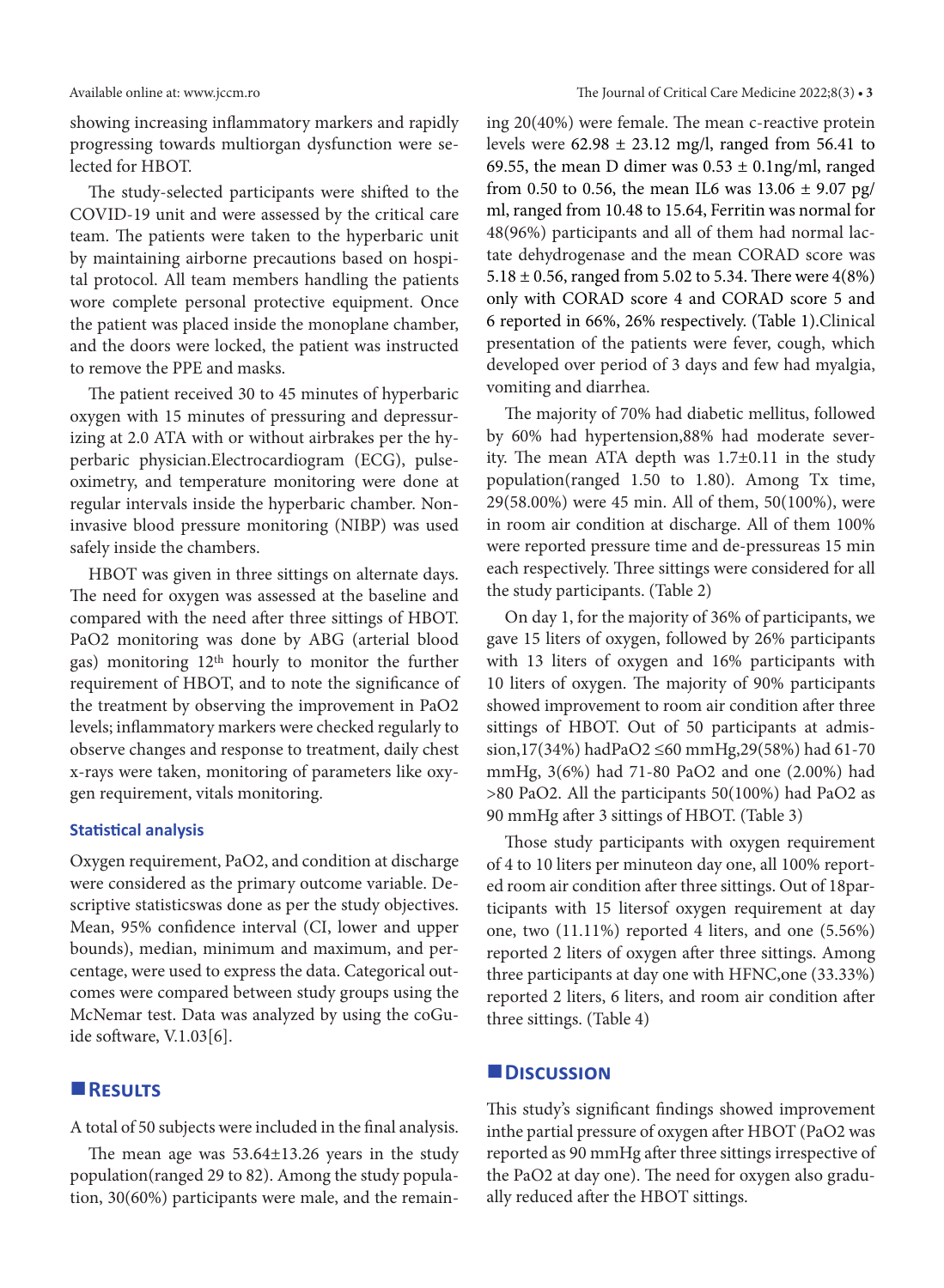showing increasing inflammatory markers and rapidly progressing towards multiorgan dysfunction were selected for HBOT.

The study-selected participants were shifted to the COVID-19 unit and were assessed by the critical care team. The patients were taken to the hyperbaric unit by maintaining airborne precautions based on hospital protocol. All team members handling the patients wore complete personal protective equipment. Once the patient was placed inside the monoplane chamber, and the doors were locked, the patient was instructed to remove the PPE and masks.

The patient received 30 to 45 minutes of hyperbaric oxygen with 15 minutes of pressuring and depressurizing at 2.0 ATA with or without airbrakes per the hyperbaric physician.Electrocardiogram (ECG), pulse-oximetry, and temperature monitoring were done at regular intervals inside the hyperbaric chamber. Non-invasive blood pressure monitoring (NIBP) was used safely inside the chambers.

HBOT was given in three sittings on alternate days. The need for oxygen was assessed at the baseline and compared with the need after three sittings of HBOT. PaO2 monitoring was done by ABG (arterial blood gas) monitoring $12^{th}$ hourly to monitor the further requirement of HBOT, and to note the significance of the treatment by observing the improvement in PaO2 levels; inflammatory markers were checked regularly to observe changes and response to treatment, daily chest x-rays were taken, monitoring of parameters like oxygen requirement, vitals monitoring.

### Statistical analysis

Oxygen requirement, PaO2, and condition at discharge were considered as the primary outcome variable. Descriptive statisticswas done as per the study objectives. Mean, 95% confidence interval (CI, lower and upper bounds), median, minimum and maximum, and percentage, were used to express the data. Categorical outcomes were compared between study groups using the McNemar test. Data was analyzed by using the coGuide software, V.1.03[6].

## Results

A total of 50 subjects were included in the final analysis.

The mean age was 53.64±13.26 years in the study population(ranged 29 to 82). Among the study population, 30(60%) participants were male, and the remaining 20(40%) were female. The mean c-reactive protein levels were 62.98 ± 23.12 mg/l, ranged from 56.41 to 69.55, the mean D dimer was 0.53 ± 0.1ng/ml, ranged from 0.50 to 0.56, the mean IL6 was 13.06 ± 9.07 pg/ml, ranged from 10.48 to 15.64, Ferritin was normal for 48(96%) participants and all of them had normal lactate dehydrogenase and the mean CORAD score was 5.18 ± 0.56, ranged from 5.02 to 5.34. There were 4(8%) only with CORAD score 4 and CORAD score 5 and 6 reported in 66%, 26% respectively. (Table 1).Clinical presentation of the patients were fever, cough, which developed over period of 3 days and few had myalgia, vomiting and diarrhea.

The majority of 70% had diabetic mellitus, followed by 60% had hypertension,88% had moderate severity. The mean ATA depth was 1.7±0.11 in the study population(ranged 1.50 to 1.80). Among Tx time, 29(58.00%) were 45 min. All of them, 50(100%), were in room air condition at discharge. All of them 100% were reported pressure time and de-pressureas 15 min each respectively. Three sittings were considered for all the study participants. (Table 2)

On day 1, for the majority of 36% of participants, we gave 15 liters of oxygen, followed by 26% participants with 13 liters of oxygen and 16% participants with 10 liters of oxygen. The majority of 90% participants showed improvement to room air condition after three sittings of HBOT. Out of 50 participants at admission,17(34%) hadPaO2 ≤60 mmHg,29(58%) had 61-70 mmHg, 3(6%) had 71-80 PaO2 and one (2.00%) had >80 PaO2. All the participants 50(100%) had PaO2 as 90 mmHg after 3 sittings of HBOT. (Table 3)

Those study participants with oxygen requirement of 4 to 10 liters per minuteon day one, all 100% reported room air condition after three sittings. Out of 18participants with 15 litersof oxygen requirement at day one, two (11.11%) reported 4 liters, and one (5.56%) reported 2 liters of oxygen after three sittings. Among three participants at day one with HFNC,one (33.33%) reported 2 liters, 6 liters, and room air condition after three sittings. (Table 4)

## Discussion

This study's significant findings showed improvement inthe partial pressure of oxygen after HBOT (PaO2 was reported as 90 mmHg after three sittings irrespective of the PaO2 at day one). The need for oxygen also gradually reduced after the HBOT sittings.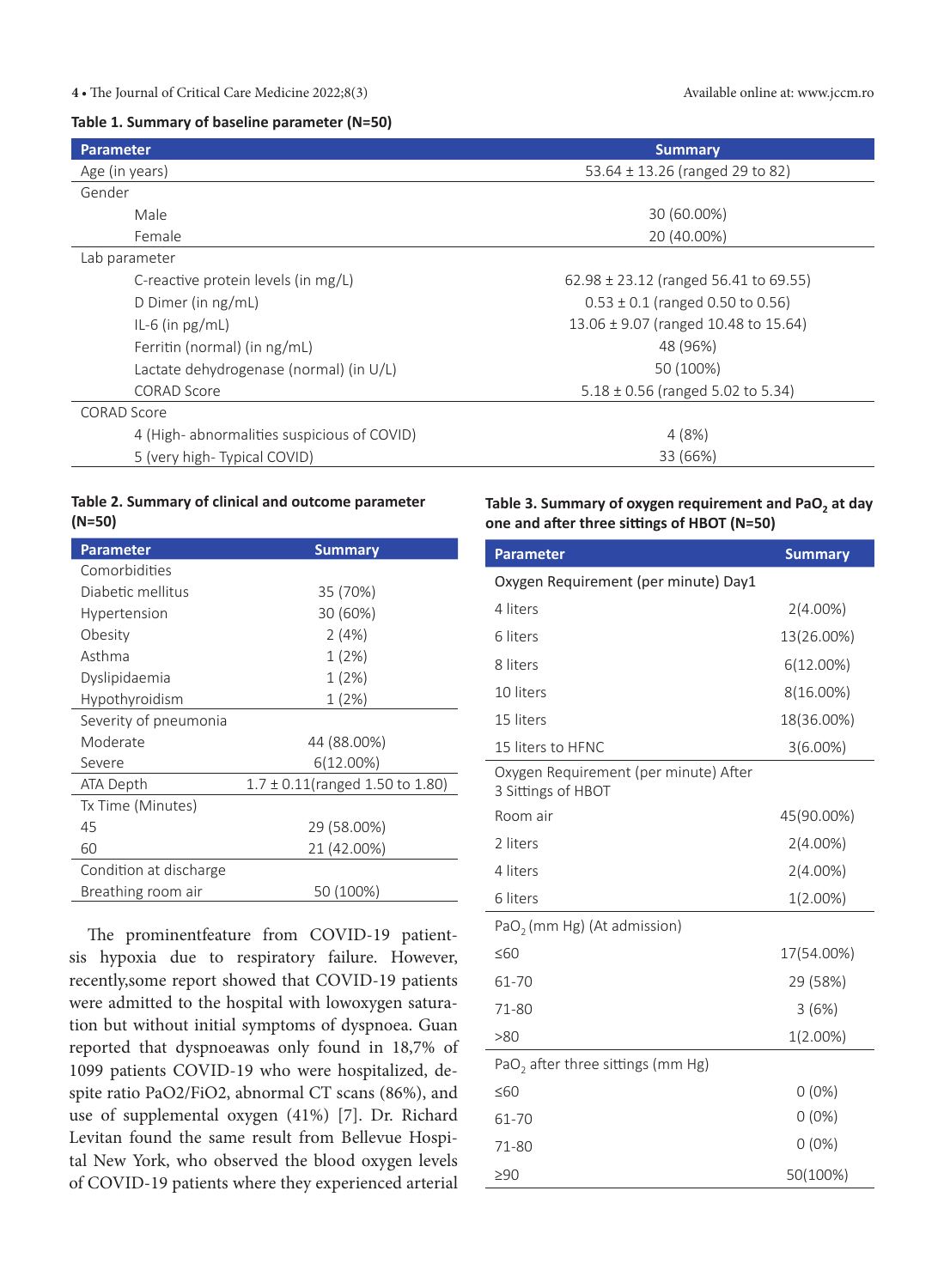**Table 1. Summary of baseline parameter (N=50)**

| Parameter | Summary |
|---|---|
| Age (in years) | 53.64 ± 13.26 (ranged 29 to 82) |
| Gender | |
| Male | 30 (60.00%) |
| Female | 20 (40.00%) |
| Lab parameter | |
| C-reactive protein levels (in mg/L) | 62.98 ± 23.12 (ranged 56.41 to 69.55) |
| D Dimer (in ng/mL) | 0.53 ± 0.1 (ranged 0.50 to 0.56) |
| IL-6 (in pg/mL) | 13.06 ± 9.07 (ranged 10.48 to 15.64) |
| Ferritin (normal) (in ng/mL) | 48 (96%) |
| Lactate dehydrogenase (normal) (in U/L) | 50 (100%) |
| CORAD Score | 5.18 ± 0.56 (ranged 5.02 to 5.34) |
| CORAD Score | |
| 4 (High- abnormalities suspicious of COVID) | 4 (8%) |
| 5 (very high- Typical COVID) | 33 (66%) |

**Table 2. Summary of clinical and outcome parameter (N=50)**

| Parameter | Summary |
|---|---|
| Comorbidities | |
| Diabetic mellitus | 35 (70%) |
| Hypertension | 30 (60%) |
| Obesity | 2 (4%) |
| Asthma | 1 (2%) |
| Dyslipidaemia | 1 (2%) |
| Hypothyroidism | 1 (2%) |
| Severity of pneumonia | |
| Moderate | 44 (88.00%) |
| Severe | 6(12.00%) |
| ATA Depth | 1.7 ± 0.11(ranged 1.50 to 1.80) |
| Tx Time (Minutes) | |
| 45 | 29 (58.00%) |
| 60 | 21 (42.00%) |
| Condition at discharge | |
| Breathing room air | 50 (100%) |

The prominentfeature from COVID-19 patientsis hypoxia due to respiratory failure. However, recently,some report showed that COVID-19 patients were admitted to the hospital with lowoxygen saturation but without initial symptoms of dyspnoea. Guan reported that dyspnoeawas only found in 18,7% of 1099 patients COVID-19 who were hospitalized, despite ratio PaO2/FiO2, abnormal CT scans (86%), and use of supplemental oxygen (41%) [7]. Dr. Richard Levitan found the same result from Bellevue Hospital New York, who observed the blood oxygen levels of COVID-19 patients where they experienced arterial

**Table 3. Summary of oxygen requirement and $PaO_2$ at day one and after three sittings of HBOT (N=50)**

| Parameter | Summary |
|---|---|
| Oxygen Requirement (per minute) Day1 | |
| 4 liters | 2(4.00%) |
| 6 liters | 13(26.00%) |
| 8 liters | 6(12.00%) |
| 10 liters | 8(16.00%) |
| 15 liters | 18(36.00%) |
| 15 liters to HFNC | 3(6.00%) |
| Oxygen Requirement (per minute) After 3 Sittings of HBOT | |
| Room air | 45(90.00%) |
| 2 liters | 2(4.00%) |
| 4 liters | 2(4.00%) |
| 6 liters | 1(2.00%) |
| $PaO_2$ (mm Hg) (At admission) | |
| ≤60 | 17(54.00%) |
| 61-70 | 29 (58%) |
| 71-80 | 3 (6%) |
| >80 | 1(2.00%) |
| $PaO_2$ after three sittings (mm Hg) | |
| ≤60 | 0 (0%) |
| 61-70 | 0 (0%) |
| 71-80 | 0 (0%) |
| ≥90 | 50(100%) |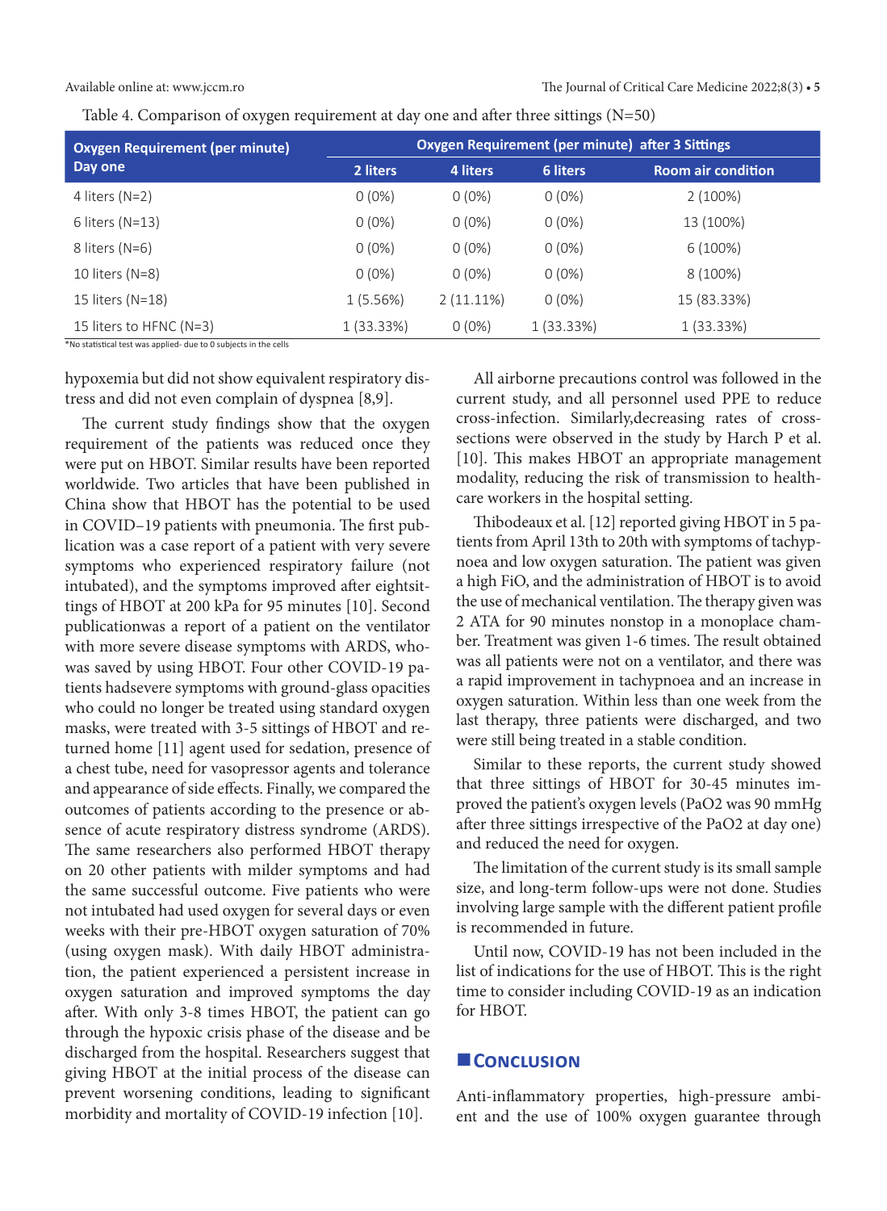Table 4. Comparison of oxygen requirement at day one and after three sittings (N=50)

| Oxygen Requirement (per minute) Day one | Oxygen Requirement (per minute) after 3 Sittings | | | |
|---|---|---|---|---|
| | 2 liters | 4 liters | 6 liters | Room air condition |
| 4 liters (N=2) | 0 (0%) | 0 (0%) | 0 (0%) | 2 (100%) |
| 6 liters (N=13) | 0 (0%) | 0 (0%) | 0 (0%) | 13 (100%) |
| 8 liters (N=6) | 0 (0%) | 0 (0%) | 0 (0%) | 6 (100%) |
| 10 liters (N=8) | 0 (0%) | 0 (0%) | 0 (0%) | 8 (100%) |
| 15 liters (N=18) | 1 (5.56%) | 2 (11.11%) | 0 (0%) | 15 (83.33%) |
| 15 liters to HFNC (N=3) | 1 (33.33%) | 0 (0%) | 1 (33.33%) | 1 (33.33%) |

*No statistical test was applied- due to 0 subjects in the cells

hypoxemia but did not show equivalent respiratory distress and did not even complain of dyspnea [8,9].

The current study findings show that the oxygen requirement of the patients was reduced once they were put on HBOT. Similar results have been reported worldwide. Two articles that have been published in China show that HBOT has the potential to be used in COVID–19 patients with pneumonia. The first publication was a case report of a patient with very severe symptoms who experienced respiratory failure (not intubated), and the symptoms improved after eightsittings of HBOT at 200 kPa for 95 minutes [10]. Second publicationwas a report of a patient on the ventilator with more severe disease symptoms with ARDS, whowas saved by using HBOT. Four other COVID-19 patients hadsevere symptoms with ground-glass opacities who could no longer be treated using standard oxygen masks, were treated with 3-5 sittings of HBOT and returned home [11] agent used for sedation, presence of a chest tube, need for vasopressor agents and tolerance and appearance of side effects. Finally, we compared the outcomes of patients according to the presence or absence of acute respiratory distress syndrome (ARDS). The same researchers also performed HBOT therapy on 20 other patients with milder symptoms and had the same successful outcome. Five patients who were not intubated had used oxygen for several days or even weeks with their pre-HBOT oxygen saturation of 70% (using oxygen mask). With daily HBOT administration, the patient experienced a persistent increase in oxygen saturation and improved symptoms the day after. With only 3-8 times HBOT, the patient can go through the hypoxic crisis phase of the disease and be discharged from the hospital. Researchers suggest that giving HBOT at the initial process of the disease can prevent worsening conditions, leading to significant morbidity and mortality of COVID-19 infection [10].

All airborne precautions control was followed in the current study, and all personnel used PPE to reduce cross-infection. Similarly,decreasing rates of cross-sections were observed in the study by Harch P et al. [10]. This makes HBOT an appropriate management modality, reducing the risk of transmission to healthcare workers in the hospital setting.

Thibodeaux et al. [12] reported giving HBOT in 5 patients from April 13th to 20th with symptoms of tachypnoea and low oxygen saturation. The patient was given a high FiO, and the administration of HBOT is to avoid the use of mechanical ventilation. The therapy given was 2 ATA for 90 minutes nonstop in a monoplace chamber. Treatment was given 1-6 times. The result obtained was all patients were not on a ventilator, and there was a rapid improvement in tachypnoea and an increase in oxygen saturation. Within less than one week from the last therapy, three patients were discharged, and two were still being treated in a stable condition.

Similar to these reports, the current study showed that three sittings of HBOT for 30-45 minutes improved the patient's oxygen levels (PaO2 was 90 mmHg after three sittings irrespective of the PaO2 at day one) and reduced the need for oxygen.

The limitation of the current study is its small sample size, and long-term follow-ups were not done. Studies involving large sample with the different patient profile is recommended in future.

Until now, COVID-19 has not been included in the list of indications for the use of HBOT. This is the right time to consider including COVID-19 as an indication for HBOT.

## Conclusion

Anti-inflammatory properties, high-pressure ambient and the use of 100% oxygen guarantee through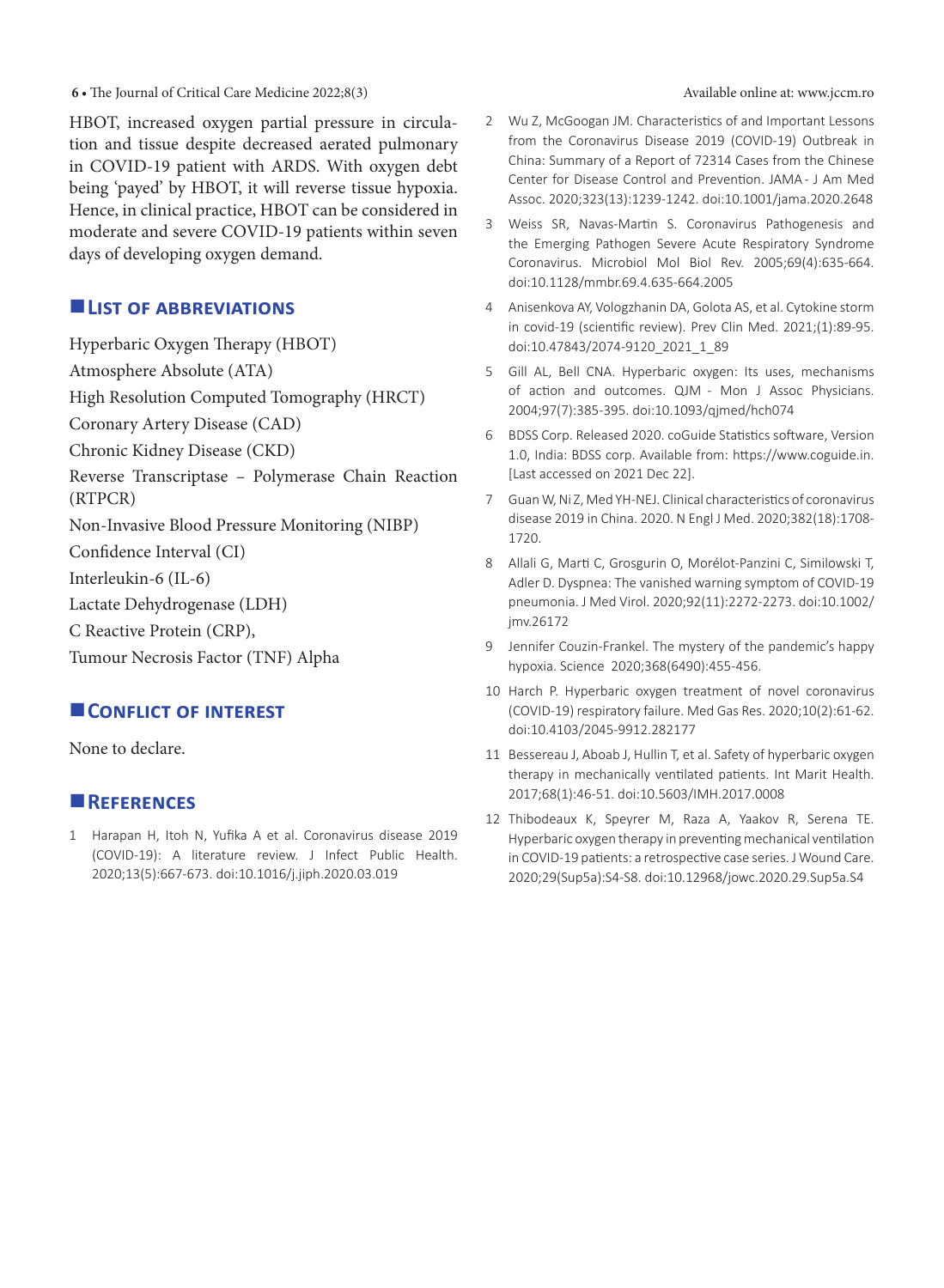HBOT, increased oxygen partial pressure in circulation and tissue despite decreased aerated pulmonary in COVID-19 patient with ARDS. With oxygen debt being 'payed' by HBOT, it will reverse tissue hypoxia. Hence, in clinical practice, HBOT can be considered in moderate and severe COVID-19 patients within seven days of developing oxygen demand.

## List of abbreviations

Hyperbaric Oxygen Therapy (HBOT)  
Atmosphere Absolute (ATA)  
High Resolution Computed Tomography (HRCT)  
Coronary Artery Disease (CAD)  
Chronic Kidney Disease (CKD)  
Reverse Transcriptase – Polymerase Chain Reaction (RTPCR)  
Non-Invasive Blood Pressure Monitoring (NIBP)  
Confidence Interval (CI)  
Interleukin-6 (IL-6)  
Lactate Dehydrogenase (LDH)  
C Reactive Protein (CRP),  
Tumour Necrosis Factor (TNF) Alpha

## Conflict of interest

None to declare.

## References

1. Harapan H, Itoh N, Yufika A et al. Coronavirus disease 2019 (COVID-19): A literature review. J Infect Public Health. 2020;13(5):667-673. doi:10.1016/j.jiph.2020.03.019
2. Wu Z, McGoogan JM. Characteristics of and Important Lessons from the Coronavirus Disease 2019 (COVID-19) Outbreak in China: Summary of a Report of 72314 Cases from the Chinese Center for Disease Control and Prevention. JAMA - J Am Med Assoc. 2020;323(13):1239-1242. doi:10.1001/jama.2020.2648
3. Weiss SR, Navas-Martin S. Coronavirus Pathogenesis and the Emerging Pathogen Severe Acute Respiratory Syndrome Coronavirus. Microbiol Mol Biol Rev. 2005;69(4):635-664. doi:10.1128/mmbr.69.4.635-664.2005
4. Anisenkova AY, Vologzhanin DA, Golota AS, et al. Cytokine storm in covid-19 (scientific review). Prev Clin Med. 2021;(1):89-95. doi:10.47843/2074-9120_2021_1_89
5. Gill AL, Bell CNA. Hyperbaric oxygen: Its uses, mechanisms of action and outcomes. QJM - Mon J Assoc Physicians. 2004;97(7):385-395. doi:10.1093/qjmed/hch074
6. BDSS Corp. Released 2020. coGuide Statistics software, Version 1.0, India: BDSS corp. Available from: https://www.coguide.in. [Last accessed on 2021 Dec 22].
7. Guan W, Ni Z, Med YH-NEJ. Clinical characteristics of coronavirus disease 2019 in China. 2020. N Engl J Med. 2020;382(18):1708-1720.
8. Allali G, Marti C, Grosgurin O, Morélot-Panzini C, Similowski T, Adler D. Dyspnea: The vanished warning symptom of COVID-19 pneumonia. J Med Virol. 2020;92(11):2272-2273. doi:10.1002/jmv.26172
9. Jennifer Couzin-Frankel. The mystery of the pandemic's happy hypoxia. Science 2020;368(6490):455-456.
10. Harch P. Hyperbaric oxygen treatment of novel coronavirus (COVID-19) respiratory failure. Med Gas Res. 2020;10(2):61-62. doi:10.4103/2045-9912.282177
11. Bessereau J, Aboab J, Hullin T, et al. Safety of hyperbaric oxygen therapy in mechanically ventilated patients. Int Marit Health. 2017;68(1):46-51. doi:10.5603/IMH.2017.0008
12. Thibodeaux K, Speyrer M, Raza A, Yaakov R, Serena TE. Hyperbaric oxygen therapy in preventing mechanical ventilation in COVID-19 patients: a retrospective case series. J Wound Care. 2020;29(Sup5a):S4-S8. doi:10.12968/jowc.2020.29.Sup5a.S4